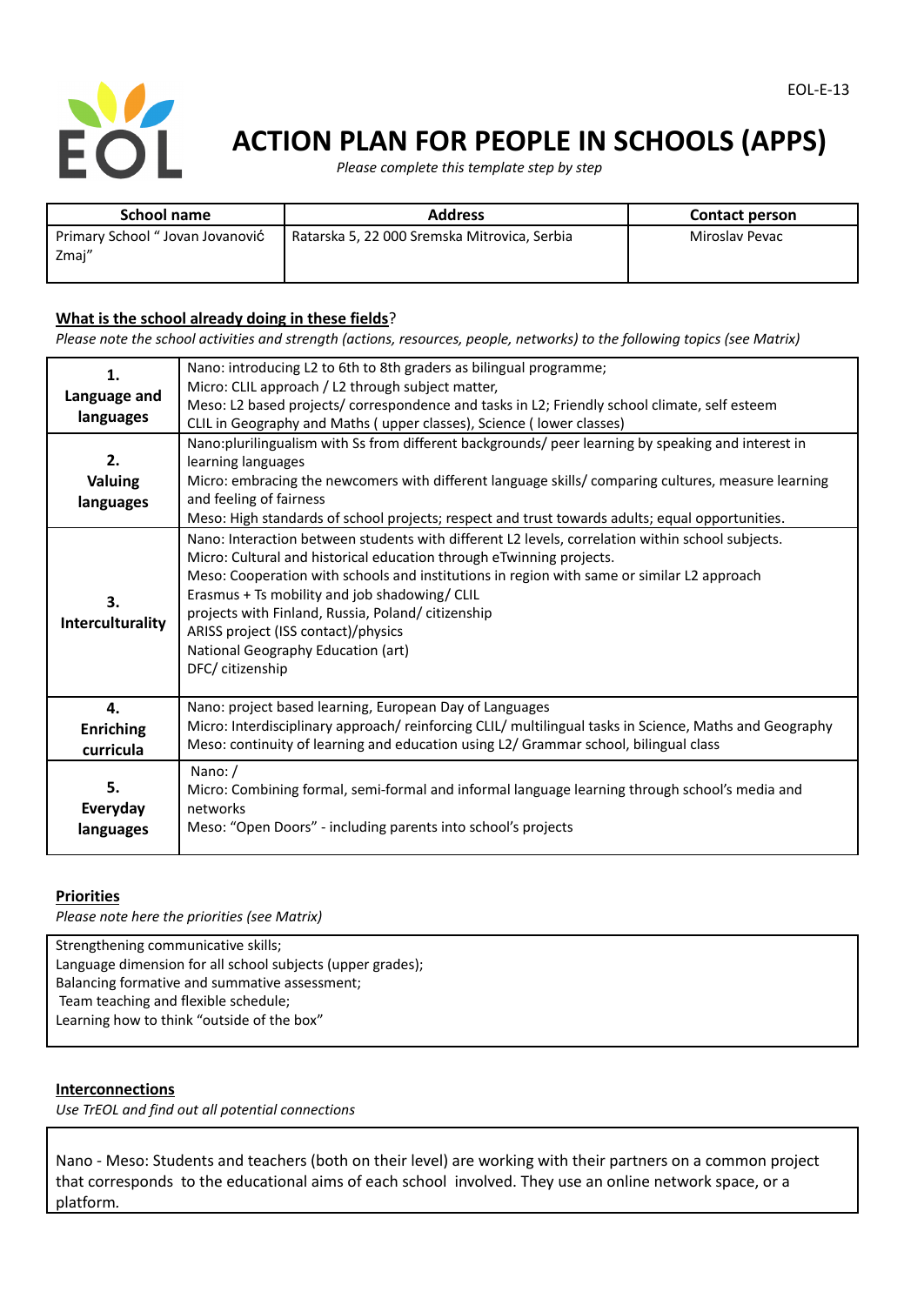EOL-E-13

# ACTION PLAN FOR PEOPLE IN SCHOOLS (APPS)

*Please complete this template step by step*

| School name | Address | Contact person |
|---|---|---|
| Primary School " Jovan Jovanović Zmaj" | Ratarska 5, 22 000 Sremska Mitrovica, Serbia | Miroslav Pevac |

**What is the school already doing in these fields?**

*Please note the school activities and strength (actions, resources, people, networks) to the following topics (see Matrix)*

| | |
|---|---|
| **1. Language and languages** | Nano: introducing L2 to 6th to 8th graders as bilingual programme;<br>Micro: CLIL approach / L2 through subject matter,<br>Meso: L2 based projects/ correspondence and tasks in L2; Friendly school climate, self esteem<br>CLIL in Geography and Maths ( upper classes), Science ( lower classes) |
| **2. Valuing languages** | Nano:plurilingualism with Ss from different backgrounds/ peer learning by speaking and interest in learning languages<br>Micro: embracing the newcomers with different language skills/ comparing cultures, measure learning and feeling of fairness<br>Meso: High standards of school projects; respect and trust towards adults; equal opportunities. |
| **3. Interculturality** | Nano: Interaction between students with different L2 levels, correlation within school subjects.<br>Micro: Cultural and historical education through eTwinning projects.<br>Meso: Cooperation with schools and institutions in region with same or similar L2 approach<br>Erasmus + Ts mobility and job shadowing/ CLIL<br>projects with Finland, Russia, Poland/ citizenship<br>ARISS project (ISS contact)/physics<br>National Geography Education (art)<br>DFC/ citizenship |
| **4. Enriching curricula** | Nano: project based learning, European Day of Languages<br>Micro: Interdisciplinary approach/ reinforcing CLIL/ multilingual tasks in Science, Maths and Geography<br>Meso: continuity of learning and education using L2/ Grammar school, bilingual class |
| **5. Everyday languages** | Nano: /<br>Micro: Combining formal, semi-formal and informal language learning through school's media and networks<br>Meso: "Open Doors" - including parents into school's projects |

**Priorities**

*Please note here the priorities (see Matrix)*

Strengthening communicative skills;
Language dimension for all school subjects (upper grades);
Balancing formative and summative assessment;
Team teaching and flexible schedule;
Learning how to think "outside of the box"

**Interconnections**

*Use TrEOL and find out all potential connections*

Nano - Meso: Students and teachers (both on their level) are working with their partners on a common project that corresponds to the educational aims of each school involved. They use an online network space, or a platform.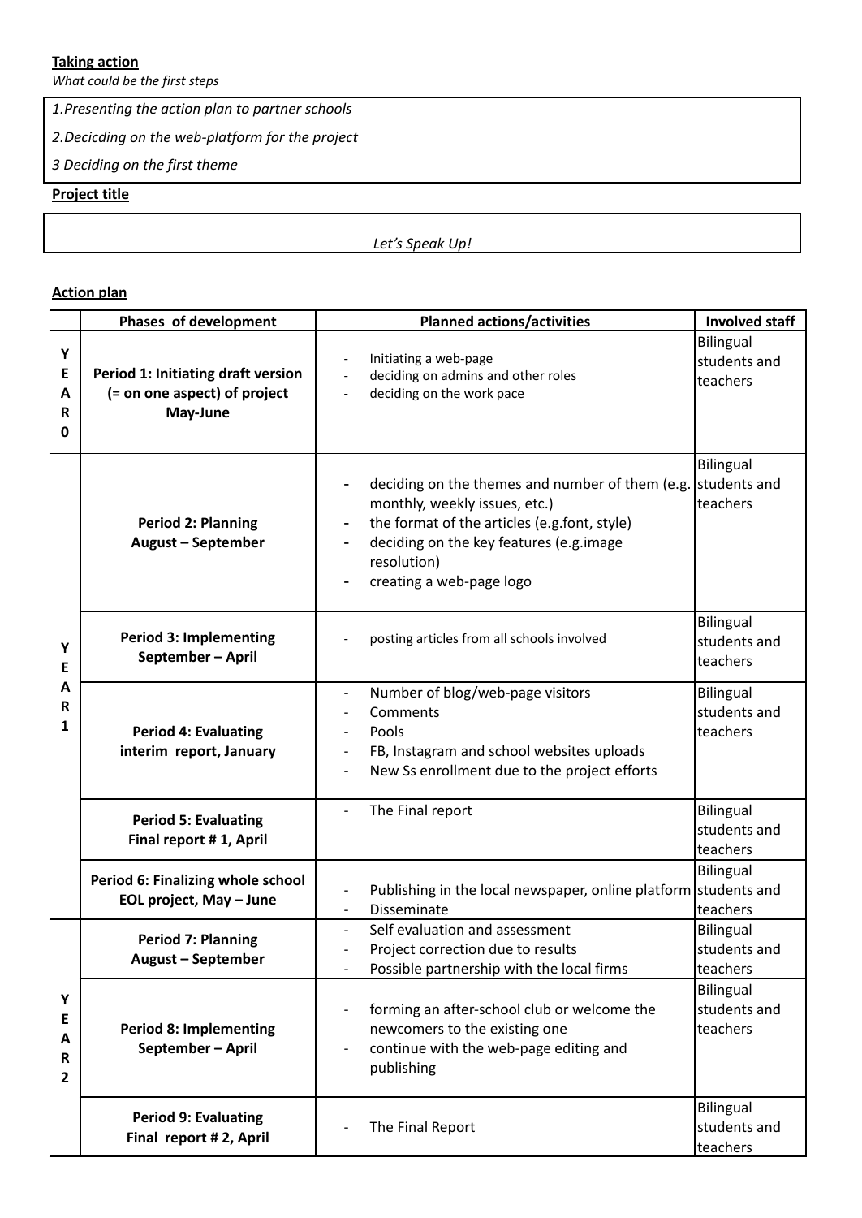**Taking action**

*What could be the first steps*

*1.Presenting the action plan to partner schools*

*2.Decicding on the web-platform for the project*

*3 Deciding on the first theme*

**Project title**

*Let's Speak Up!*

**Action plan**

| | Phases of development | Planned actions/activities | Involved staff |
|---|---|---|---|
| YEAR 0 | **Period 1: Initiating draft version (= on one aspect) of project May-June** | - Initiating a web-page<br>- deciding on admins and other roles<br>- deciding on the work pace | Bilingual students and teachers |
| YEAR 1 | **Period 2: Planning August – September** | - deciding on the themes and number of them (e.g. monthly, weekly issues, etc.)<br>- the format of the articles (e.g.font, style)<br>- deciding on the key features (e.g.image resolution)<br>- creating a web-page logo | Bilingual students and teachers |
| | **Period 3: Implementing September – April** | - posting articles from all schools involved | Bilingual students and teachers |
| | **Period 4: Evaluating interim report, January** | - Number of blog/web-page visitors<br>- Comments<br>- Pools<br>- FB, Instagram and school websites uploads<br>- New Ss enrollment due to the project efforts | Bilingual students and teachers |
| | **Period 5: Evaluating Final report # 1, April** | - The Final report | Bilingual students and teachers |
| | **Period 6: Finalizing whole school EOL project, May – June** | - Publishing in the local newspaper, online platform<br>- Disseminate | Bilingual students and teachers |
| YEAR 2 | **Period 7: Planning August – September** | - Self evaluation and assessment<br>- Project correction due to results<br>- Possible partnership with the local firms | Bilingual students and teachers |
| | **Period 8: Implementing September – April** | - forming an after-school club or welcome the newcomers to the existing one<br>- continue with the web-page editing and publishing | Bilingual students and teachers |
| | **Period 9: Evaluating Final report # 2, April** | - The Final Report | Bilingual students and teachers |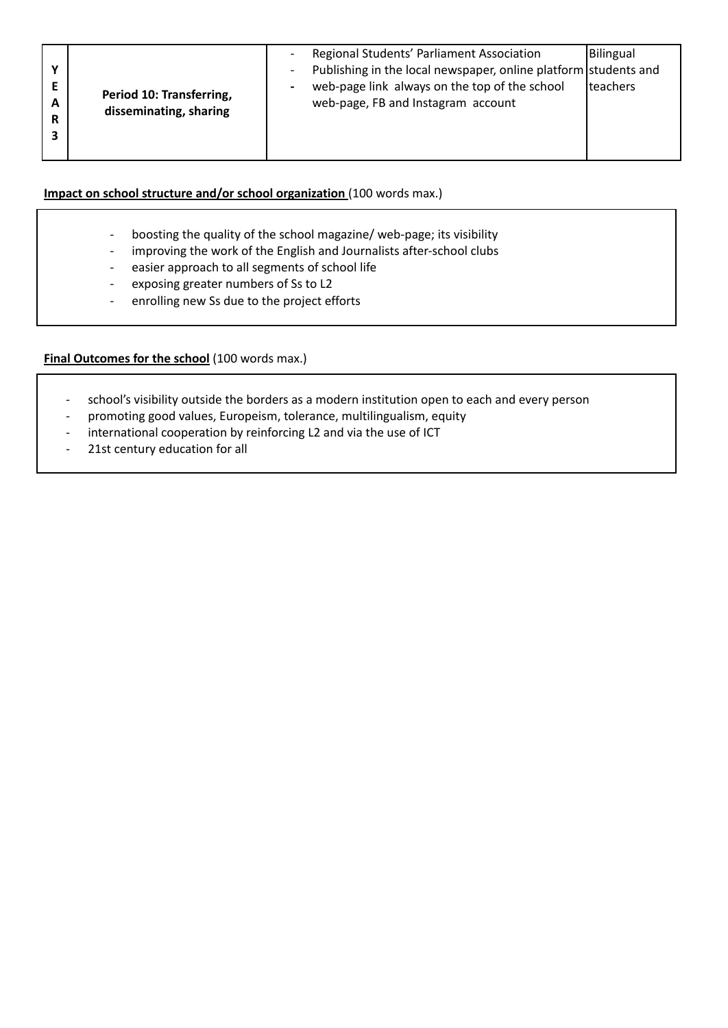| | | | |
|---|---|---|---|
| YEAR 3 | **Period 10: Transferring, disseminating, sharing** | - Regional Students' Parliament Association<br>- Publishing in the local newspaper, online platform<br>- web-page link always on the top of the school web-page, FB and Instagram account | Bilingual students and teachers |

**Impact on school structure and/or school organization** (100 words max.)

- boosting the quality of the school magazine/ web-page; its visibility
- improving the work of the English and Journalists after-school clubs
- easier approach to all segments of school life
- exposing greater numbers of Ss to L2
- enrolling new Ss due to the project efforts

**Final Outcomes for the school** (100 words max.)

- school's visibility outside the borders as a modern institution open to each and every person
- promoting good values, Europeism, tolerance, multilingualism, equity
- international cooperation by reinforcing L2 and via the use of ICT
- 21st century education for all